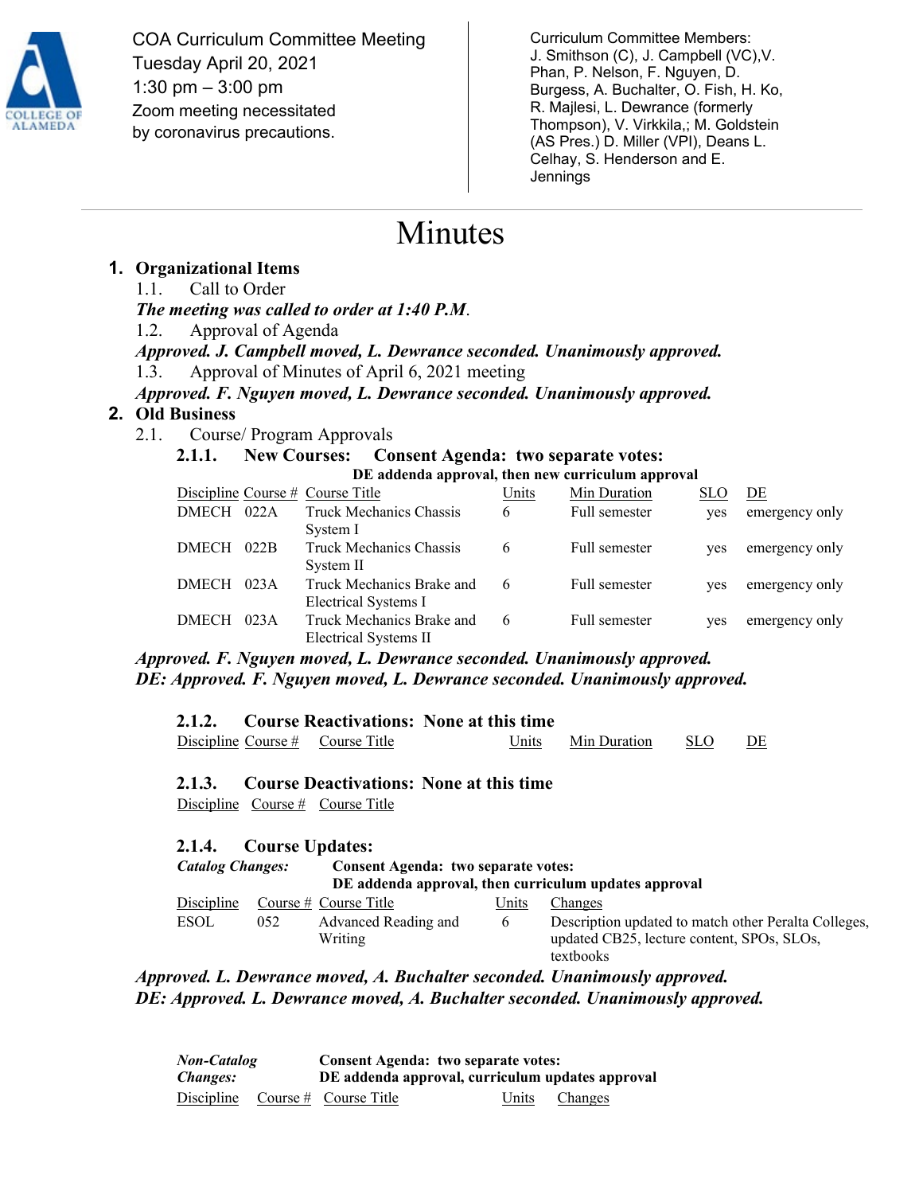COA Curriculum Committee Meeting
Tuesday April 20, 2021
1:30 pm – 3:00 pm
Zoom meeting necessitated by coronavirus precautions.

Curriculum Committee Members: J. Smithson (C), J. Campbell (VC),V. Phan, P. Nelson, F. Nguyen, D. Burgess, A. Buchalter, O. Fish, H. Ko, R. Majlesi, L. Dewrance (formerly Thompson), V. Virkkila,; M. Goldstein (AS Pres.) D. Miller (VPI), Deans L. Celhay, S. Henderson and E. Jennings

# Minutes

## 1. Organizational Items

1.1. Call to Order

***The meeting was called to order at 1:40 P.M.***

1.2. Approval of Agenda

***Approved. J. Campbell moved, L. Dewrance seconded. Unanimously approved.***

1.3. Approval of Minutes of April 6, 2021 meeting

***Approved. F. Nguyen moved, L. Dewrance seconded. Unanimously approved.***

## 2. Old Business

2.1. Course/ Program Approvals

### 2.1.1. New Courses: Consent Agenda: two separate votes:

**DE addenda approval, then new curriculum approval**

| Discipline | Course # | Course Title | Units | Min Duration | SLO | DE |
|---|---|---|---|---|---|---|
| DMECH | 022A | Truck Mechanics Chassis System I | 6 | Full semester | yes | emergency only |
| DMECH | 022B | Truck Mechanics Chassis System II | 6 | Full semester | yes | emergency only |
| DMECH | 023A | Truck Mechanics Brake and Electrical Systems I | 6 | Full semester | yes | emergency only |
| DMECH | 023A | Truck Mechanics Brake and Electrical Systems II | 6 | Full semester | yes | emergency only |

***Approved. F. Nguyen moved, L. Dewrance seconded. Unanimously approved.***
***DE: Approved. F. Nguyen moved, L. Dewrance seconded. Unanimously approved.***

### 2.1.2. Course Reactivations: None at this time

| Discipline | Course # | Course Title | Units | Min Duration | SLO | DE |
|---|---|---|---|---|---|---|

### 2.1.3. Course Deactivations: None at this time

| Discipline | Course # | Course Title |
|---|---|---|

### 2.1.4. Course Updates:

***Catalog Changes:*** **Consent Agenda: two separate votes:**
**DE addenda approval, then curriculum updates approval**

| Discipline | Course # | Course Title | Units | Changes |
|---|---|---|---|---|
| ESOL | 052 | Advanced Reading and Writing | 6 | Description updated to match other Peralta Colleges, updated CB25, lecture content, SPOs, SLOs, textbooks |

***Approved. L. Dewrance moved, A. Buchalter seconded. Unanimously approved.***
***DE: Approved. L. Dewrance moved, A. Buchalter seconded. Unanimously approved.***

***Non-Catalog Changes:*** **Consent Agenda: two separate votes:**
**DE addenda approval, curriculum updates approval**

| Discipline | Course # | Course Title | Units | Changes |
|---|---|---|---|---|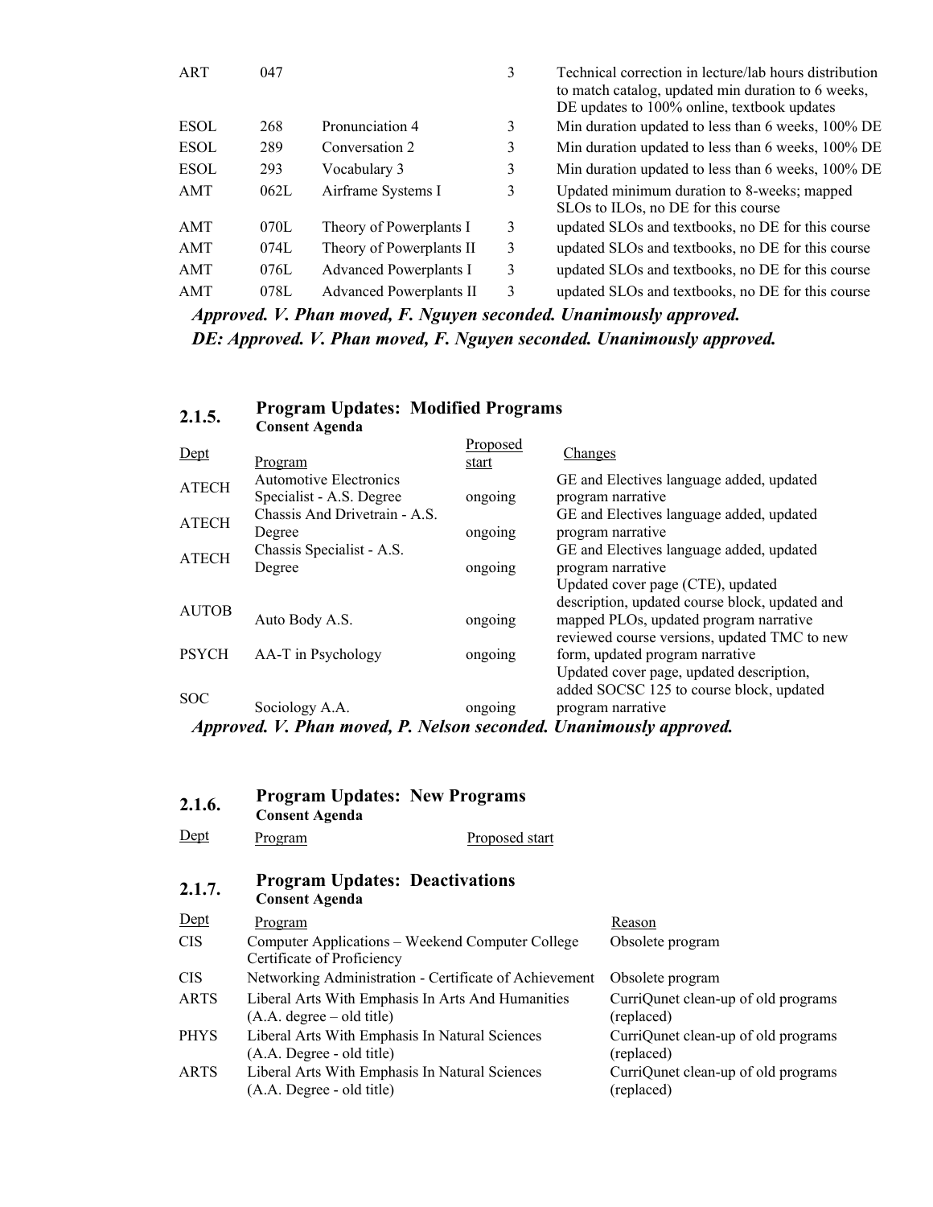| | | | | |
|---|---|---|---|---|
| ART | 047 | | 3 | Technical correction in lecture/lab hours distribution to match catalog, updated min duration to 6 weeks, DE updates to 100% online, textbook updates |
| ESOL | 268 | Pronunciation 4 | 3 | Min duration updated to less than 6 weeks, 100% DE |
| ESOL | 289 | Conversation 2 | 3 | Min duration updated to less than 6 weeks, 100% DE |
| ESOL | 293 | Vocabulary 3 | 3 | Min duration updated to less than 6 weeks, 100% DE |
| AMT | 062L | Airframe Systems I | 3 | Updated minimum duration to 8-weeks; mapped SLOs to ILOs, no DE for this course |
| AMT | 070L | Theory of Powerplants I | 3 | updated SLOs and textbooks, no DE for this course |
| AMT | 074L | Theory of Powerplants II | 3 | updated SLOs and textbooks, no DE for this course |
| AMT | 076L | Advanced Powerplants I | 3 | updated SLOs and textbooks, no DE for this course |
| AMT | 078L | Advanced Powerplants II | 3 | updated SLOs and textbooks, no DE for this course |

***Approved. V. Phan moved, F. Nguyen seconded. Unanimously approved.***

***DE: Approved. V. Phan moved, F. Nguyen seconded. Unanimously approved.***

### 2.1.5. Program Updates: Modified Programs

**Consent Agenda**

| Dept | Program | Proposed start | Changes |
|---|---|---|---|
| ATECH | Automotive Electronics Specialist - A.S. Degree | ongoing | GE and Electives language added, updated program narrative |
| ATECH | Chassis And Drivetrain - A.S. Degree | ongoing | GE and Electives language added, updated program narrative |
| ATECH | Chassis Specialist - A.S. Degree | ongoing | GE and Electives language added, updated program narrative |
| AUTOB | Auto Body A.S. | ongoing | Updated cover page (CTE), updated description, updated course block, updated and mapped PLOs, updated program narrative |
| PSYCH | AA-T in Psychology | ongoing | reviewed course versions, updated TMC to new form, updated program narrative |
| SOC | Sociology A.A. | ongoing | Updated cover page, updated description, added SOCSC 125 to course block, updated program narrative |

***Approved. V. Phan moved, P. Nelson seconded. Unanimously approved.***

### 2.1.6. Program Updates: New Programs

**Consent Agenda**

| Dept | Program | Proposed start |
|---|---|---|

### 2.1.7. Program Updates: Deactivations

**Consent Agenda**

| Dept | Program | Reason |
|---|---|---|
| CIS | Computer Applications – Weekend Computer College Certificate of Proficiency | Obsolete program |
| CIS | Networking Administration - Certificate of Achievement | Obsolete program |
| ARTS | Liberal Arts With Emphasis In Arts And Humanities (A.A. degree – old title) | CurriQunet clean-up of old programs (replaced) |
| PHYS | Liberal Arts With Emphasis In Natural Sciences (A.A. Degree - old title) | CurriQunet clean-up of old programs (replaced) |
| ARTS | Liberal Arts With Emphasis In Natural Sciences (A.A. Degree - old title) | CurriQunet clean-up of old programs (replaced) |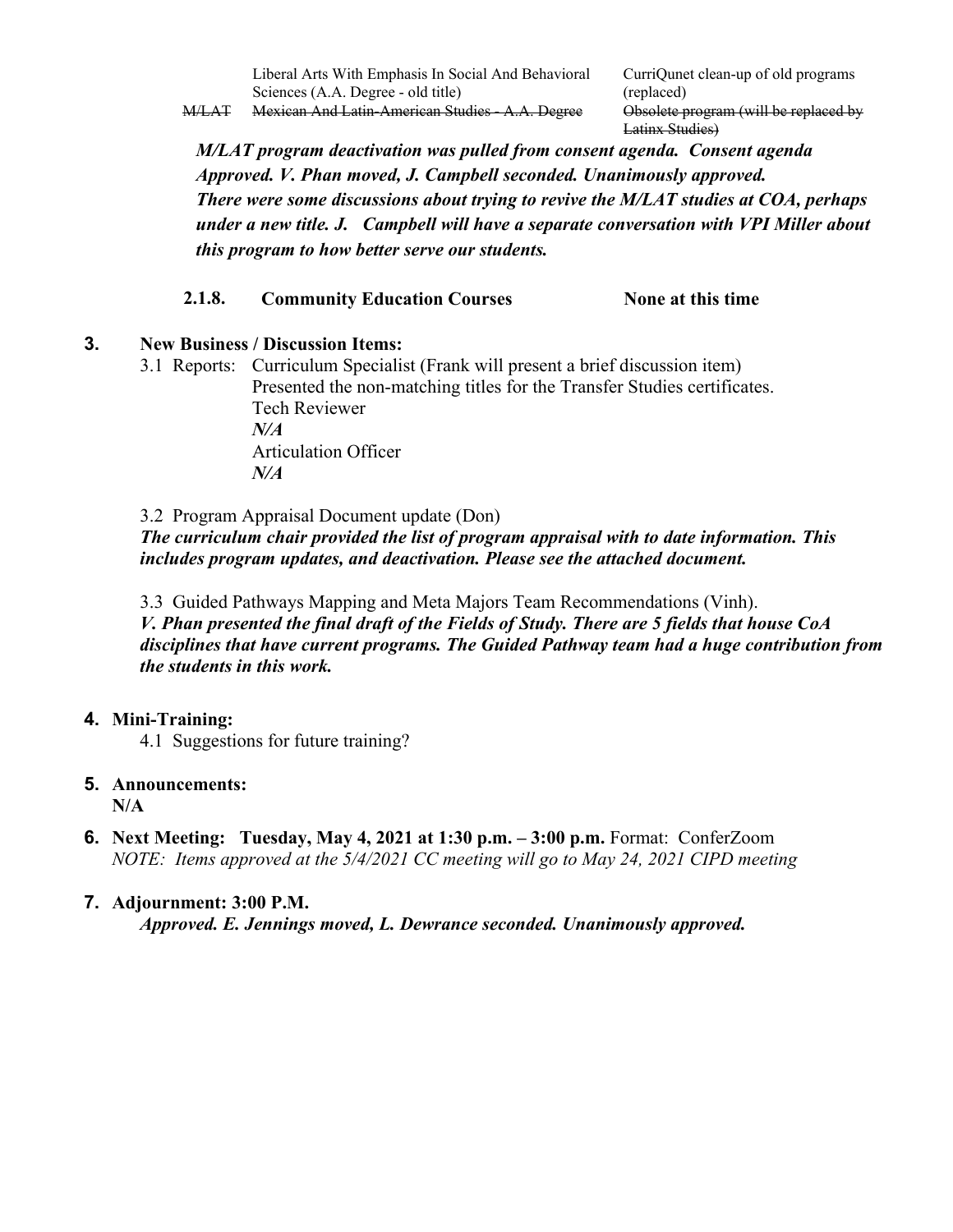| | | |
|---|---|---|
| | Liberal Arts With Emphasis In Social And Behavioral Sciences (A.A. Degree - old title) | CurriQunet clean-up of old programs (replaced) |
| ~~M/LAT~~ | ~~Mexican And Latin-American Studies - A.A. Degree~~ | ~~Obsolete program (will be replaced by Latinx Studies)~~ |

***M/LAT program deactivation was pulled from consent agenda. Consent agenda Approved. V. Phan moved, J. Campbell seconded. Unanimously approved. There were some discussions about trying to revive the M/LAT studies at COA, perhaps under a new title. J. Campbell will have a separate conversation with VPI Miller about this program to how better serve our students.***

**2.1.8. Community Education Courses** **None at this time**

## 3. New Business / Discussion Items:

3.1 Reports: Curriculum Specialist (Frank will present a brief discussion item)
Presented the non-matching titles for the Transfer Studies certificates.
Tech Reviewer
***N/A***
Articulation Officer
***N/A***

3.2 Program Appraisal Document update (Don)
***The curriculum chair provided the list of program appraisal with to date information. This includes program updates, and deactivation. Please see the attached document.***

3.3 Guided Pathways Mapping and Meta Majors Team Recommendations (Vinh).
***V. Phan presented the final draft of the Fields of Study. There are 5 fields that house CoA disciplines that have current programs. The Guided Pathway team had a huge contribution from the students in this work.***

## 4. Mini-Training:

4.1 Suggestions for future training?

## 5. Announcements:

**N/A**

## 6. Next Meeting: Tuesday, May 4, 2021 at 1:30 p.m. – 3:00 p.m. Format: ConferZoom

*NOTE: Items approved at the 5/4/2021 CC meeting will go to May 24, 2021 CIPD meeting*

## 7. Adjournment: 3:00 P.M.

***Approved. E. Jennings moved, L. Dewrance seconded. Unanimously approved.***